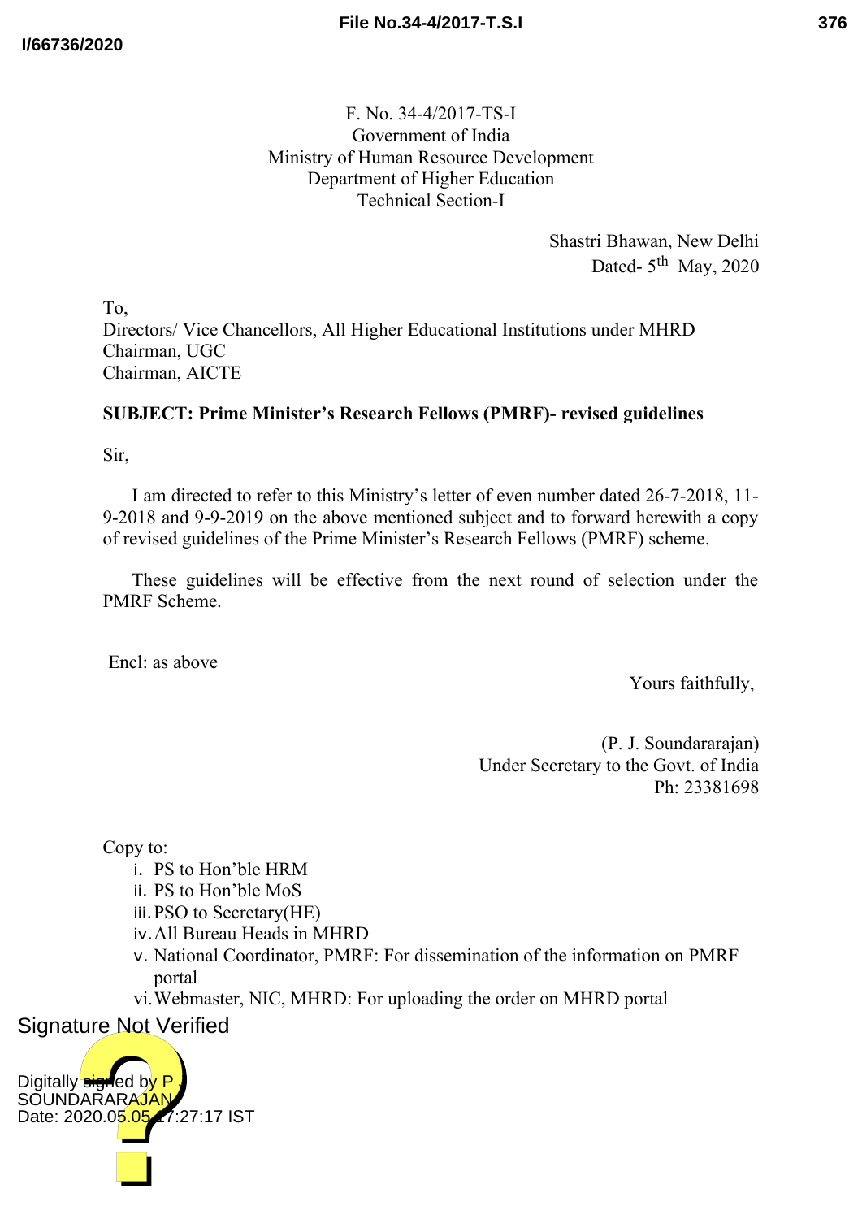F. No. 34-4/2017-TS-I
Government of India
Ministry of Human Resource Development
Department of Higher Education
Technical Section-I

Shastri Bhawan, New Delhi
Dated- 5th May, 2020

To,
Directors/ Vice Chancellors, All Higher Educational Institutions under MHRD
Chairman, UGC
Chairman, AICTE

**SUBJECT: Prime Minister's Research Fellows (PMRF)- revised guidelines**

Sir,

I am directed to refer to this Ministry's letter of even number dated 26-7-2018, 11-9-2018 and 9-9-2019 on the above mentioned subject and to forward herewith a copy of revised guidelines of the Prime Minister's Research Fellows (PMRF) scheme.

These guidelines will be effective from the next round of selection under the PMRF Scheme.

Encl: as above

Yours faithfully,

(P. J. Soundararajan)
Under Secretary to the Govt. of India
Ph: 23381698

Copy to:

- i. PS to Hon'ble HRM
- ii. PS to Hon'ble MoS
- iii. PSO to Secretary(HE)
- iv. All Bureau Heads in MHRD
- v. National Coordinator, PMRF: For dissemination of the information on PMRF portal
- vi. Webmaster, NIC, MHRD: For uploading the order on MHRD portal

Signature Not Verified

Digitally signed by P J SOUNDARARAJAN
Date: 2020.05.05 17:27:17 IST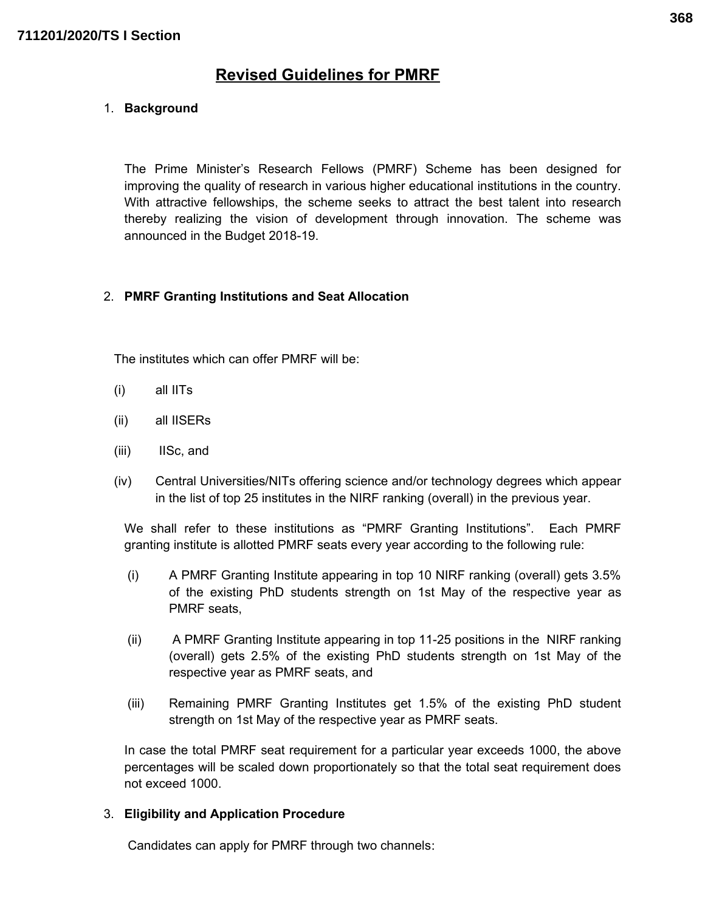## Revised Guidelines for PMRF

1. **Background**

   The Prime Minister's Research Fellows (PMRF) Scheme has been designed for improving the quality of research in various higher educational institutions in the country. With attractive fellowships, the scheme seeks to attract the best talent into research thereby realizing the vision of development through innovation. The scheme was announced in the Budget 2018-19.

2. **PMRF Granting Institutions and Seat Allocation**

   The institutes which can offer PMRF will be:

   (i) all IITs

   (ii) all IISERs

   (iii) IISc, and

   (iv) Central Universities/NITs offering science and/or technology degrees which appear in the list of top 25 institutes in the NIRF ranking (overall) in the previous year.

   We shall refer to these institutions as "PMRF Granting Institutions". Each PMRF granting institute is allotted PMRF seats every year according to the following rule:

   (i) A PMRF Granting Institute appearing in top 10 NIRF ranking (overall) gets 3.5% of the existing PhD students strength on 1st May of the respective year as PMRF seats,

   (ii) A PMRF Granting Institute appearing in top 11-25 positions in the NIRF ranking (overall) gets 2.5% of the existing PhD students strength on 1st May of the respective year as PMRF seats, and

   (iii) Remaining PMRF Granting Institutes get 1.5% of the existing PhD student strength on 1st May of the respective year as PMRF seats.

   In case the total PMRF seat requirement for a particular year exceeds 1000, the above percentages will be scaled down proportionately so that the total seat requirement does not exceed 1000.

3. **Eligibility and Application Procedure**

   Candidates can apply for PMRF through two channels: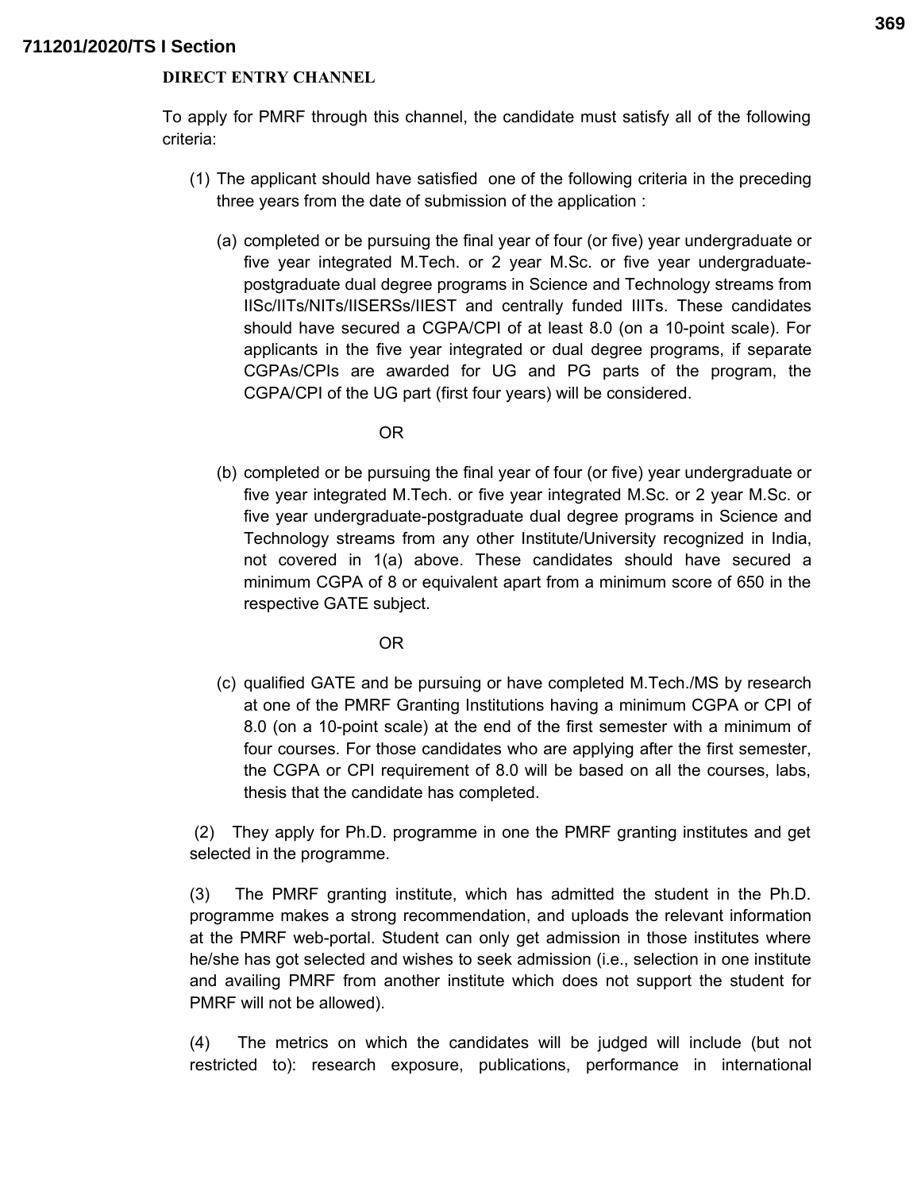**DIRECT ENTRY CHANNEL**

To apply for PMRF through this channel, the candidate must satisfy all of the following criteria:

(1) The applicant should have satisfied one of the following criteria in the preceding three years from the date of submission of the application :

(a) completed or be pursuing the final year of four (or five) year undergraduate or five year integrated M.Tech. or 2 year M.Sc. or five year undergraduate-postgraduate dual degree programs in Science and Technology streams from IISc/IITs/NITs/IISERSs/IIEST and centrally funded IIITs. These candidates should have secured a CGPA/CPI of at least 8.0 (on a 10-point scale). For applicants in the five year integrated or dual degree programs, if separate CGPAs/CPIs are awarded for UG and PG parts of the program, the CGPA/CPI of the UG part (first four years) will be considered.

OR

(b) completed or be pursuing the final year of four (or five) year undergraduate or five year integrated M.Tech. or five year integrated M.Sc. or 2 year M.Sc. or five year undergraduate-postgraduate dual degree programs in Science and Technology streams from any other Institute/University recognized in India, not covered in 1(a) above. These candidates should have secured a minimum CGPA of 8 or equivalent apart from a minimum score of 650 in the respective GATE subject.

OR

(c) qualified GATE and be pursuing or have completed M.Tech./MS by research at one of the PMRF Granting Institutions having a minimum CGPA or CPI of 8.0 (on a 10-point scale) at the end of the first semester with a minimum of four courses. For those candidates who are applying after the first semester, the CGPA or CPI requirement of 8.0 will be based on all the courses, labs, thesis that the candidate has completed.

(2) They apply for Ph.D. programme in one the PMRF granting institutes and get selected in the programme.

(3) The PMRF granting institute, which has admitted the student in the Ph.D. programme makes a strong recommendation, and uploads the relevant information at the PMRF web-portal. Student can only get admission in those institutes where he/she has got selected and wishes to seek admission (i.e., selection in one institute and availing PMRF from another institute which does not support the student for PMRF will not be allowed).

(4) The metrics on which the candidates will be judged will include (but not restricted to): research exposure, publications, performance in international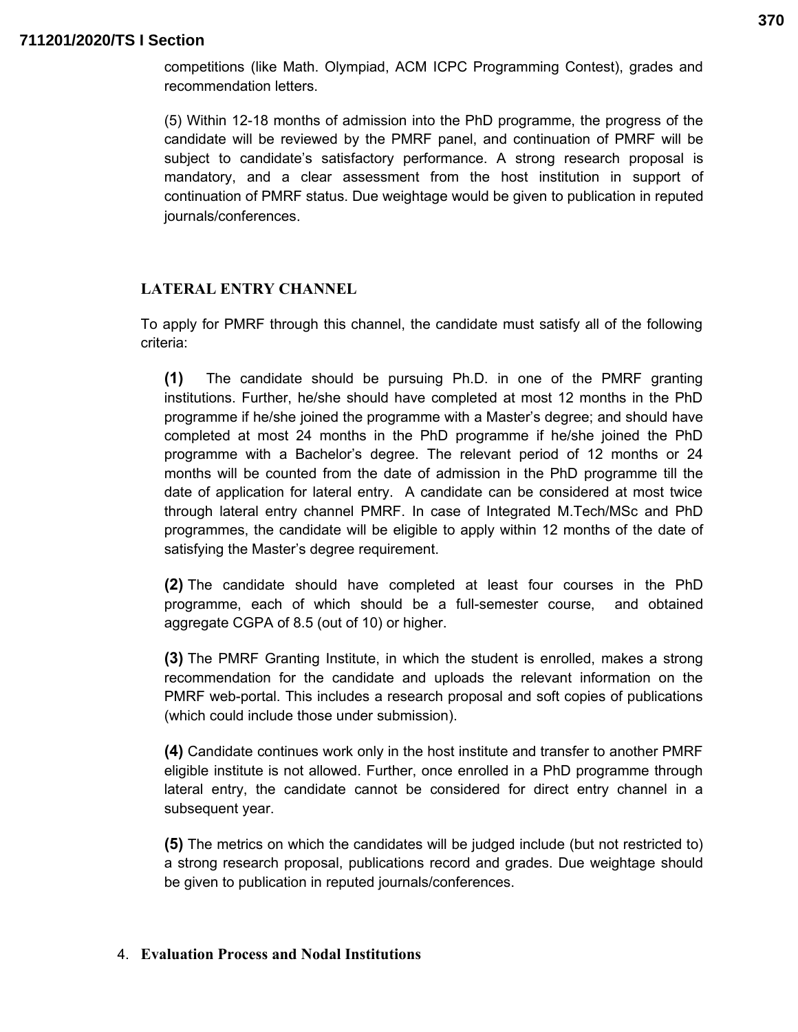competitions (like Math. Olympiad, ACM ICPC Programming Contest), grades and recommendation letters.

(5) Within 12-18 months of admission into the PhD programme, the progress of the candidate will be reviewed by the PMRF panel, and continuation of PMRF will be subject to candidate's satisfactory performance. A strong research proposal is mandatory, and a clear assessment from the host institution in support of continuation of PMRF status. Due weightage would be given to publication in reputed journals/conferences.

## LATERAL ENTRY CHANNEL

To apply for PMRF through this channel, the candidate must satisfy all of the following criteria:

**(1)** The candidate should be pursuing Ph.D. in one of the PMRF granting institutions. Further, he/she should have completed at most 12 months in the PhD programme if he/she joined the programme with a Master's degree; and should have completed at most 24 months in the PhD programme if he/she joined the PhD programme with a Bachelor's degree. The relevant period of 12 months or 24 months will be counted from the date of admission in the PhD programme till the date of application for lateral entry. A candidate can be considered at most twice through lateral entry channel PMRF. In case of Integrated M.Tech/MSc and PhD programmes, the candidate will be eligible to apply within 12 months of the date of satisfying the Master's degree requirement.

**(2)** The candidate should have completed at least four courses in the PhD programme, each of which should be a full-semester course, and obtained aggregate CGPA of 8.5 (out of 10) or higher.

**(3)** The PMRF Granting Institute, in which the student is enrolled, makes a strong recommendation for the candidate and uploads the relevant information on the PMRF web-portal. This includes a research proposal and soft copies of publications (which could include those under submission).

**(4)** Candidate continues work only in the host institute and transfer to another PMRF eligible institute is not allowed. Further, once enrolled in a PhD programme through lateral entry, the candidate cannot be considered for direct entry channel in a subsequent year.

**(5)** The metrics on which the candidates will be judged include (but not restricted to) a strong research proposal, publications record and grades. Due weightage should be given to publication in reputed journals/conferences.

## 4. Evaluation Process and Nodal Institutions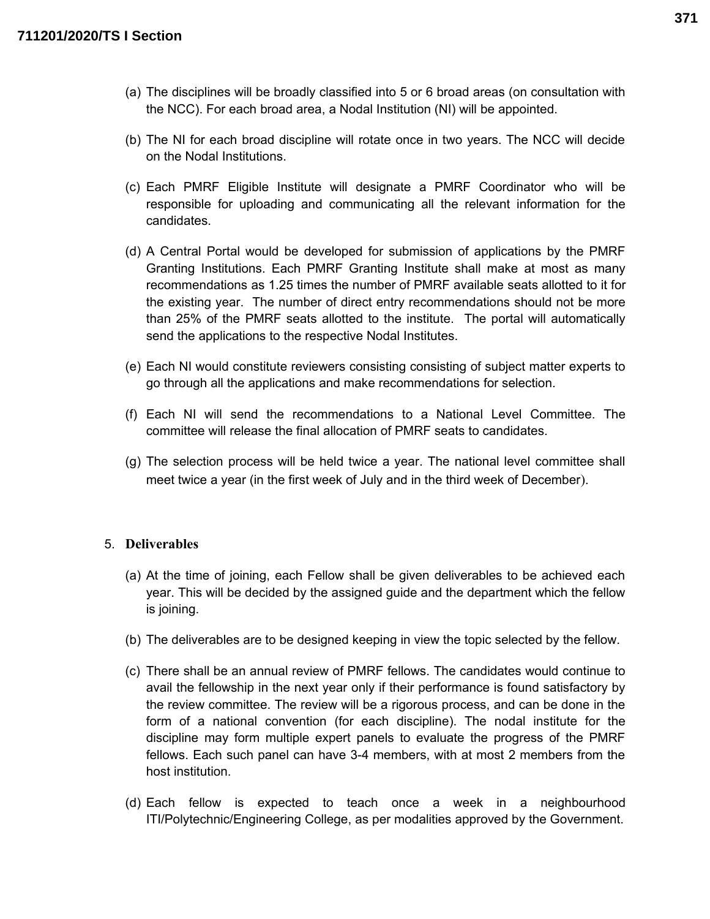(a) The disciplines will be broadly classified into 5 or 6 broad areas (on consultation with the NCC). For each broad area, a Nodal Institution (NI) will be appointed.

(b) The NI for each broad discipline will rotate once in two years. The NCC will decide on the Nodal Institutions.

(c) Each PMRF Eligible Institute will designate a PMRF Coordinator who will be responsible for uploading and communicating all the relevant information for the candidates.

(d) A Central Portal would be developed for submission of applications by the PMRF Granting Institutions. Each PMRF Granting Institute shall make at most as many recommendations as 1.25 times the number of PMRF available seats allotted to it for the existing year. The number of direct entry recommendations should not be more than 25% of the PMRF seats allotted to the institute. The portal will automatically send the applications to the respective Nodal Institutes.

(e) Each NI would constitute reviewers consisting consisting of subject matter experts to go through all the applications and make recommendations for selection.

(f) Each NI will send the recommendations to a National Level Committee. The committee will release the final allocation of PMRF seats to candidates.

(g) The selection process will be held twice a year. The national level committee shall meet twice a year (in the first week of July and in the third week of December).

## 5. Deliverables

(a) At the time of joining, each Fellow shall be given deliverables to be achieved each year. This will be decided by the assigned guide and the department which the fellow is joining.

(b) The deliverables are to be designed keeping in view the topic selected by the fellow.

(c) There shall be an annual review of PMRF fellows. The candidates would continue to avail the fellowship in the next year only if their performance is found satisfactory by the review committee. The review will be a rigorous process, and can be done in the form of a national convention (for each discipline). The nodal institute for the discipline may form multiple expert panels to evaluate the progress of the PMRF fellows. Each such panel can have 3-4 members, with at most 2 members from the host institution.

(d) Each fellow is expected to teach once a week in a neighbourhood ITI/Polytechnic/Engineering College, as per modalities approved by the Government.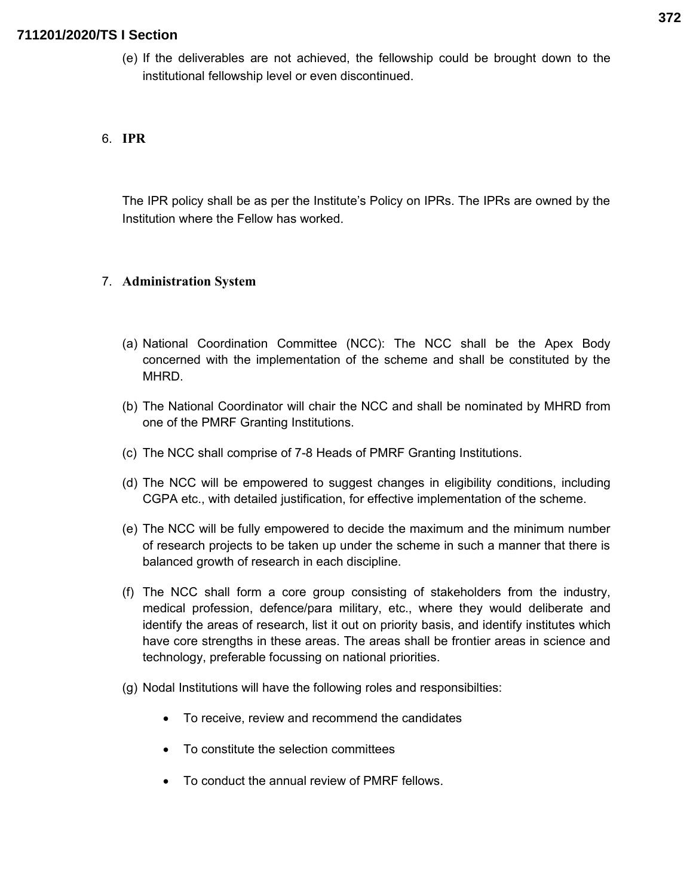(e) If the deliverables are not achieved, the fellowship could be brought down to the institutional fellowship level or even discontinued.

6. **IPR**

The IPR policy shall be as per the Institute's Policy on IPRs. The IPRs are owned by the Institution where the Fellow has worked.

7. **Administration System**

(a) National Coordination Committee (NCC): The NCC shall be the Apex Body concerned with the implementation of the scheme and shall be constituted by the MHRD.

(b) The National Coordinator will chair the NCC and shall be nominated by MHRD from one of the PMRF Granting Institutions.

(c) The NCC shall comprise of 7-8 Heads of PMRF Granting Institutions.

(d) The NCC will be empowered to suggest changes in eligibility conditions, including CGPA etc., with detailed justification, for effective implementation of the scheme.

(e) The NCC will be fully empowered to decide the maximum and the minimum number of research projects to be taken up under the scheme in such a manner that there is balanced growth of research in each discipline.

(f) The NCC shall form a core group consisting of stakeholders from the industry, medical profession, defence/para military, etc., where they would deliberate and identify the areas of research, list it out on priority basis, and identify institutes which have core strengths in these areas. The areas shall be frontier areas in science and technology, preferable focussing on national priorities.

(g) Nodal Institutions will have the following roles and responsibilties:

- To receive, review and recommend the candidates
- To constitute the selection committees
- To conduct the annual review of PMRF fellows.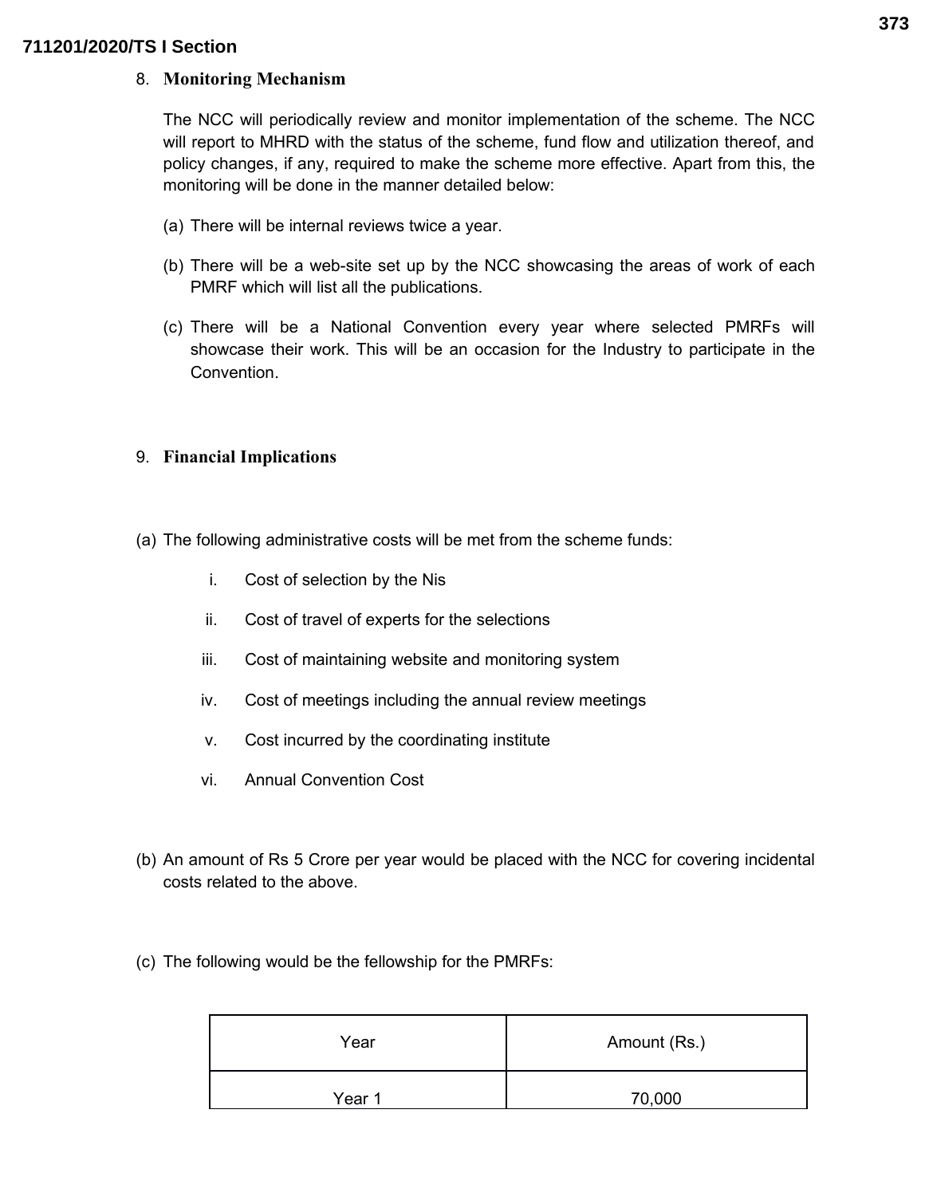8. **Monitoring Mechanism**

The NCC will periodically review and monitor implementation of the scheme. The NCC will report to MHRD with the status of the scheme, fund flow and utilization thereof, and policy changes, if any, required to make the scheme more effective. Apart from this, the monitoring will be done in the manner detailed below:

(a) There will be internal reviews twice a year.

(b) There will be a web-site set up by the NCC showcasing the areas of work of each PMRF which will list all the publications.

(c) There will be a National Convention every year where selected PMRFs will showcase their work. This will be an occasion for the Industry to participate in the Convention.

9. **Financial Implications**

(a) The following administrative costs will be met from the scheme funds:

i. Cost of selection by the Nis

ii. Cost of travel of experts for the selections

iii. Cost of maintaining website and monitoring system

iv. Cost of meetings including the annual review meetings

v. Cost incurred by the coordinating institute

vi. Annual Convention Cost

(b) An amount of Rs 5 Crore per year would be placed with the NCC for covering incidental costs related to the above.

(c) The following would be the fellowship for the PMRFs:

| Year | Amount (Rs.) |
|---|---|
| Year 1 | 70,000 |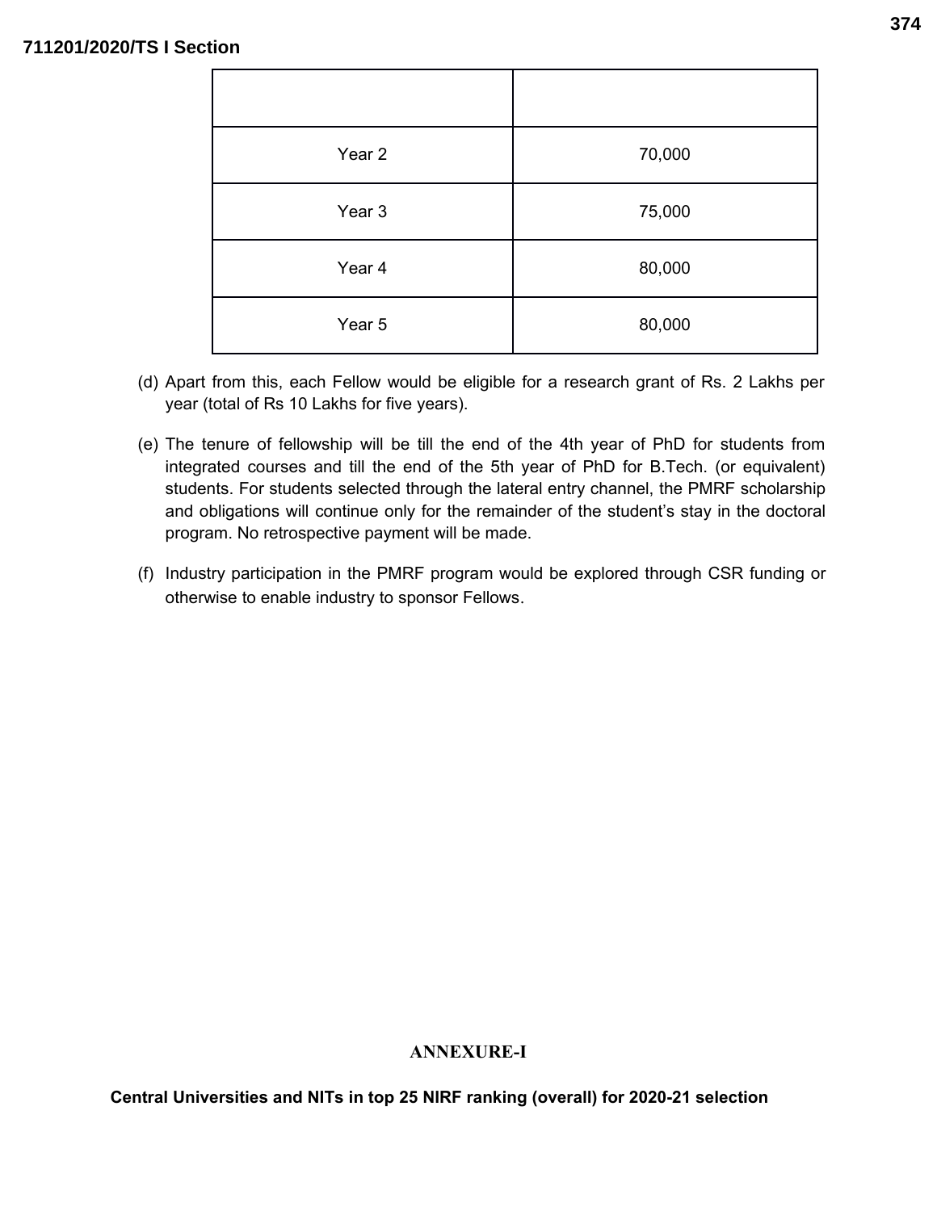| | |
|---|---|
| Year 2 | 70,000 |
| Year 3 | 75,000 |
| Year 4 | 80,000 |
| Year 5 | 80,000 |

(d) Apart from this, each Fellow would be eligible for a research grant of Rs. 2 Lakhs per year (total of Rs 10 Lakhs for five years).

(e) The tenure of fellowship will be till the end of the 4th year of PhD for students from integrated courses and till the end of the 5th year of PhD for B.Tech. (or equivalent) students. For students selected through the lateral entry channel, the PMRF scholarship and obligations will continue only for the remainder of the student's stay in the doctoral program. No retrospective payment will be made.

(f) Industry participation in the PMRF program would be explored through CSR funding or otherwise to enable industry to sponsor Fellows.

## ANNEXURE-I

**Central Universities and NITs in top 25 NIRF ranking (overall) for 2020-21 selection**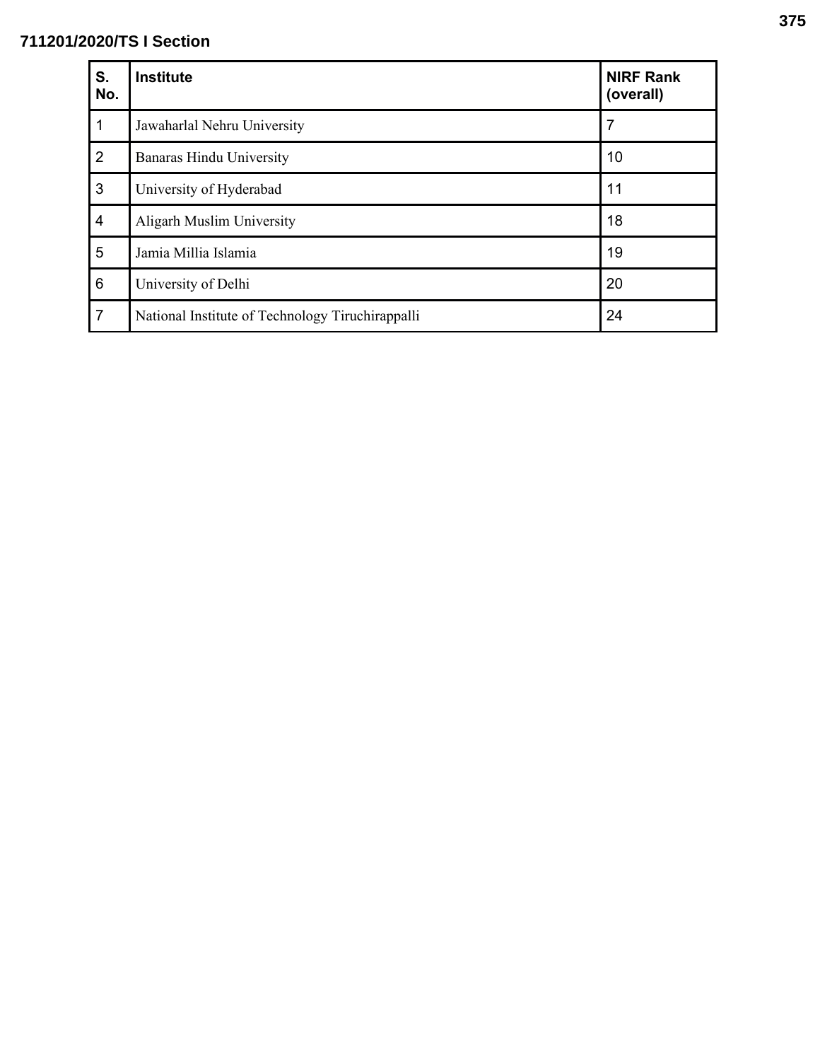711201/2020/TS I Section

| S. No. | Institute | NIRF Rank (overall) |
|---|---|---|
| 1 | Jawaharlal Nehru University | 7 |
| 2 | Banaras Hindu University | 10 |
| 3 | University of Hyderabad | 11 |
| 4 | Aligarh Muslim University | 18 |
| 5 | Jamia Millia Islamia | 19 |
| 6 | University of Delhi | 20 |
| 7 | National Institute of Technology Tiruchirappalli | 24 |